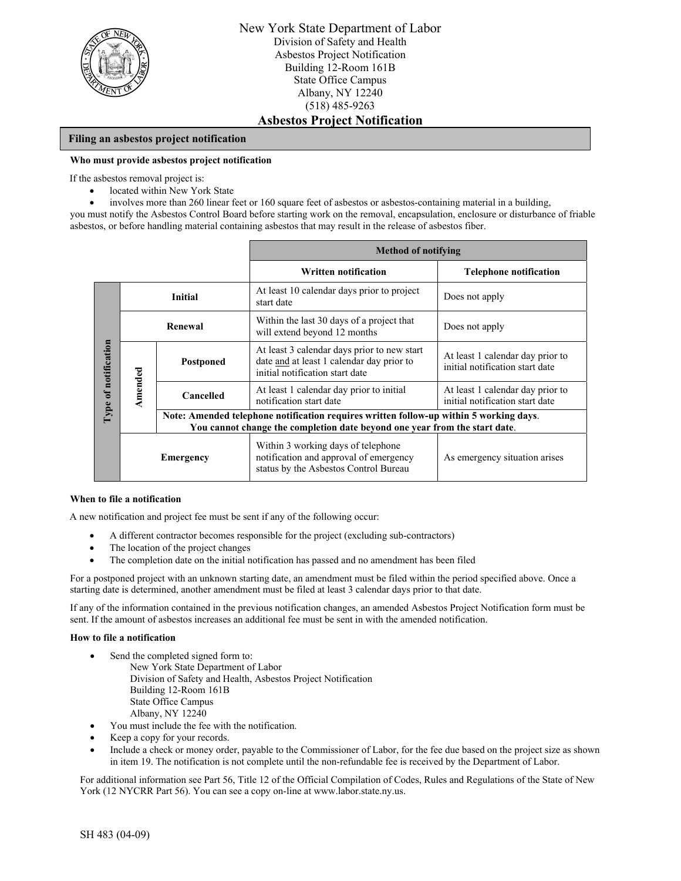# New York State Department of Labor

Division of Safety and Health
Asbestos Project Notification
Building 12-Room 161B
State Office Campus
Albany, NY 12240
(518) 485-9263

## Asbestos Project Notification

### Filing an asbestos project notification

**Who must provide asbestos project notification**

If the asbestos removal project is:

- located within New York State
- involves more than 260 linear feet or 160 square feet of asbestos or asbestos-containing material in a building,

you must notify the Asbestos Control Board before starting work on the removal, encapsulation, enclosure or disturbance of friable asbestos, or before handling material containing asbestos that may result in the release of asbestos fiber.

| Type of notification | | Method of notifying: Written notification | Method of notifying: Telephone notification |
|---|---|---|---|
| Initial | | At least 10 calendar days prior to project start date | Does not apply |
| Renewal | | Within the last 30 days of a project that will extend beyond 12 months | Does not apply |
| Amended | Postponed | At least 3 calendar days prior to new start date and at least 1 calendar day prior to initial notification start date | At least 1 calendar day prior to initial notification start date |
| Amended | Cancelled | At least 1 calendar day prior to initial notification start date | At least 1 calendar day prior to initial notification start date |
| Amended | **Note: Amended telephone notification requires written follow-up within 5 working days. You cannot change the completion date beyond one year from the start date.** | | |
| Emergency | | Within 3 working days of telephone notification and approval of emergency status by the Asbestos Control Bureau | As emergency situation arises |

**When to file a notification**

A new notification and project fee must be sent if any of the following occur:

- A different contractor becomes responsible for the project (excluding sub-contractors)
- The location of the project changes
- The completion date on the initial notification has passed and no amendment has been filed

For a postponed project with an unknown starting date, an amendment must be filed within the period specified above. Once a starting date is determined, another amendment must be filed at least 3 calendar days prior to that date.

If any of the information contained in the previous notification changes, an amended Asbestos Project Notification form must be sent. If the amount of asbestos increases an additional fee must be sent in with the amended notification.

**How to file a notification**

- Send the completed signed form to:
  New York State Department of Labor
  Division of Safety and Health, Asbestos Project Notification
  Building 12-Room 161B
  State Office Campus
  Albany, NY 12240
- You must include the fee with the notification.
- Keep a copy for your records.
- Include a check or money order, payable to the Commissioner of Labor, for the fee due based on the project size as shown in item 19. The notification is not complete until the non-refundable fee is received by the Department of Labor.

For additional information see Part 56, Title 12 of the Official Compilation of Codes, Rules and Regulations of the State of New York (12 NYCRR Part 56). You can see a copy on-line at www.labor.state.ny.us.

SH 483 (04-09)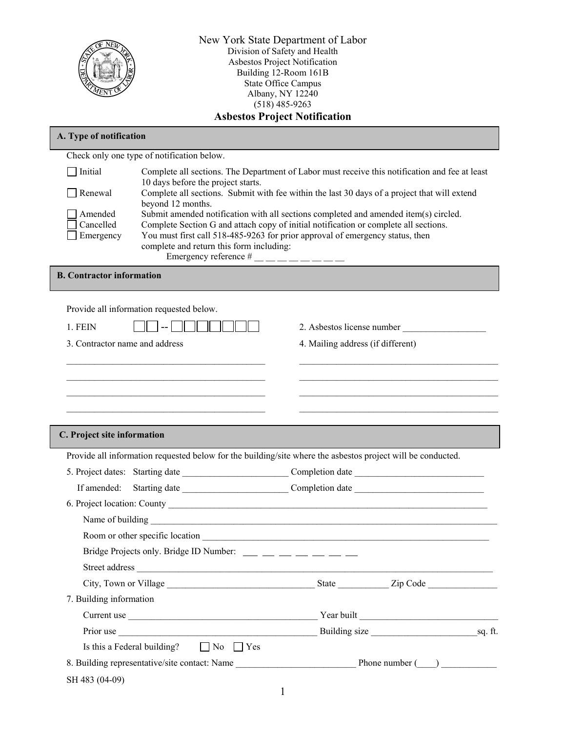New York State Department of Labor
Division of Safety and Health
Asbestos Project Notification
Building 12-Room 161B
State Office Campus
Albany, NY 12240
(518) 485-9263

# Asbestos Project Notification

## A. Type of notification

Check only one type of notification below.

- ☐ Initial — Complete all sections. The Department of Labor must receive this notification and fee at least 10 days before the project starts.
- ☐ Renewal — Complete all sections. Submit with fee within the last 30 days of a project that will extend beyond 12 months.
- ☐ Amended — Submit amended notification with all sections completed and amended item(s) circled.
- ☐ Cancelled — Complete Section G and attach copy of initial notification or complete all sections.
- ☐ Emergency — You must first call 518-485-9263 for prior approval of emergency status, then complete and return this form including:
  Emergency reference # __ __ __ __ __ __ __ __

## B. Contractor information

Provide all information requested below.

1. FEIN ☐☐ -- ☐☐☐☐☐☐☐

2. Asbestos license number __________________

3. Contractor name and address

_____________________________________________
_____________________________________________
_____________________________________________
_____________________________________________

4. Mailing address (if different)

_____________________________________________
_____________________________________________
_____________________________________________
_____________________________________________

## C. Project site information

Provide all information requested below for the building/site where the asbestos project will be conducted.

5. Project dates: Starting date ______________________ Completion date ____________________________

   If amended: Starting date ______________________ Completion date ____________________________

6. Project location: County ___________________________________________________________________

   Name of building _________________________________________________________________________

   Room or other specific location ______________________________________________________________

   Bridge Projects only. Bridge ID Number: __ __ __ __ __ __ __ __

   Street address ____________________________________________________________________________

   City, Town or Village ________________________________ State ___________ Zip Code _______________

7. Building information

   Current use __________________________________________ Year built ______________________________

   Prior use ____________________________________________ Building size _______________________sq. ft.

   Is this a Federal building? ☐ No ☐ Yes

8. Building representative/site contact: Name __________________________ Phone number (____) ____________

SH 483 (04-09)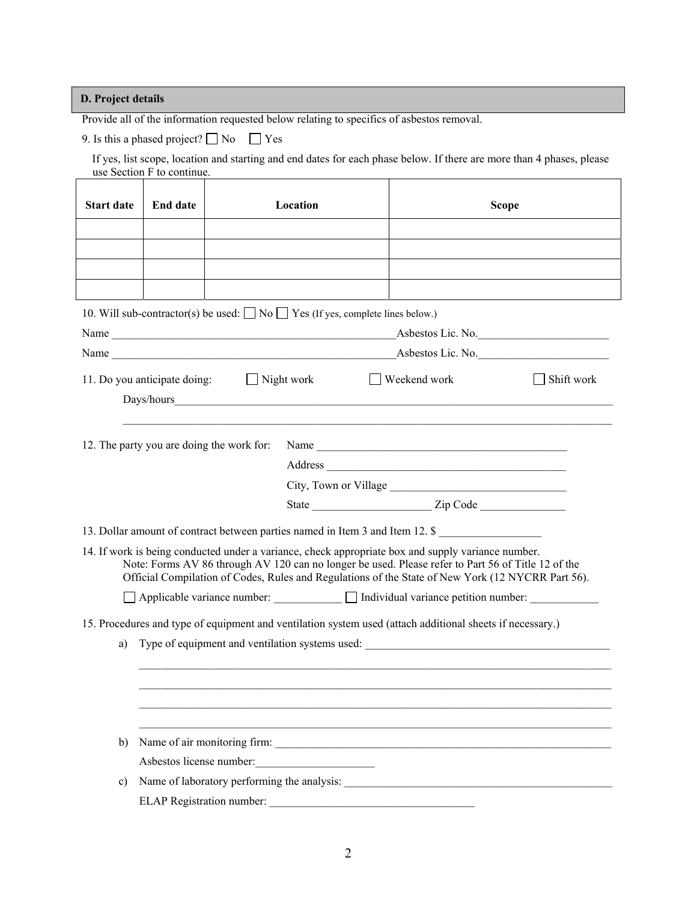## D. Project details

Provide all of the information requested below relating to specifics of asbestos removal.

9. Is this a phased project? ☐ No ☐ Yes

If yes, list scope, location and starting and end dates for each phase below. If there are more than 4 phases, please use Section F to continue.

| Start date | End date | Location | Scope |
|---|---|---|---|
| | | | |
| | | | |
| | | | |
| | | | |

10. Will sub-contractor(s) be used: ☐ No ☐ Yes (If yes, complete lines below.)

Name ____________________________________________________Asbestos Lic. No.______________________

Name ____________________________________________________Asbestos Lic. No.______________________

11. Do you anticipate doing: ☐ Night work ☐ Weekend work ☐ Shift work

Days/hours_________________________________________________________________________________

_________________________________________________________________________________________

12. The party you are doing the work for: Name ____________________________________________

Address __________________________________________

City, Town or Village ______________________________

State ____________________ Zip Code ______________

13. Dollar amount of contract between parties named in Item 3 and Item 12. $ _________________

14. If work is being conducted under a variance, check appropriate box and supply variance number.
Note: Forms AV 86 through AV 120 can no longer be used. Please refer to Part 56 of Title 12 of the Official Compilation of Codes, Rules and Regulations of the State of New York (12 NYCRR Part 56).

☐ Applicable variance number: ___________ ☐ Individual variance petition number: ___________

15. Procedures and type of equipment and ventilation system used (attach additional sheets if necessary.)

a) Type of equipment and ventilation systems used: ___________________________________________

_________________________________________________________________________________________

_________________________________________________________________________________________

_________________________________________________________________________________________

_________________________________________________________________________________________

b) Name of air monitoring firm: _____________________________________________________________

Asbestos license number:_____________________

c) Name of laboratory performing the analysis: _________________________________________________

ELAP Registration number: ___________________________________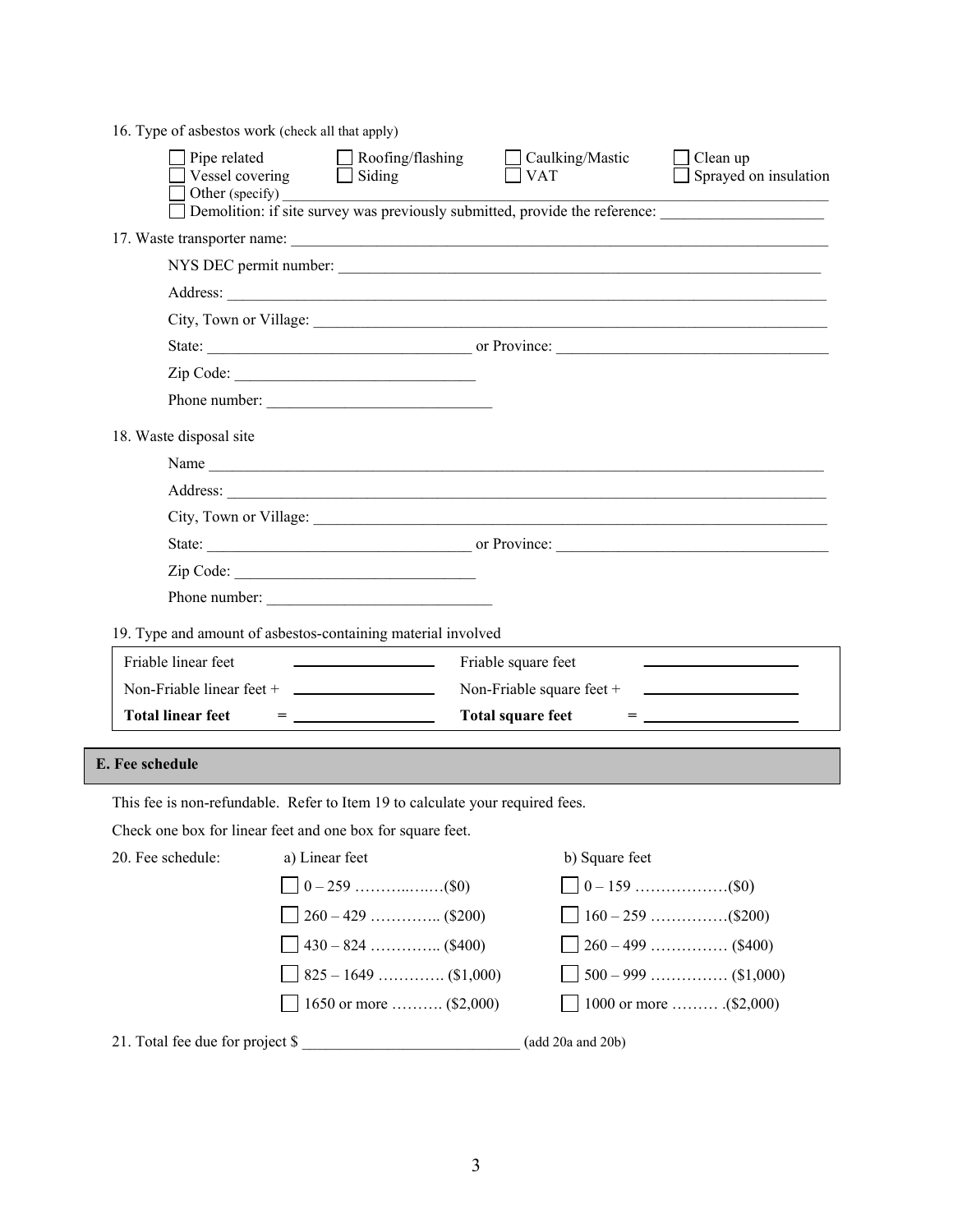16. Type of asbestos work (check all that apply)

- [ ] Pipe related
- [ ] Roofing/flashing
- [ ] Caulking/Mastic
- [ ] Clean up
- [ ] Vessel covering
- [ ] Siding
- [ ] VAT
- [ ] Sprayed on insulation
- [ ] Other (specify) ____________________
- [ ] Demolition: if site survey was previously submitted, provide the reference: ____________________

17. Waste transporter name: ____________________

NYS DEC permit number: ____________________

Address: ____________________

City, Town or Village: ____________________

State: ____________________ or Province: ____________________

Zip Code: ____________________

Phone number: ____________________

18. Waste disposal site

Name ____________________

Address: ____________________

City, Town or Village: ____________________

State: ____________________ or Province: ____________________

Zip Code: ____________________

Phone number: ____________________

19. Type and amount of asbestos-containing material involved

| | | | |
|---|---|---|---|
| Friable linear feet | ________ | Friable square feet | ________ |
| Non-Friable linear feet + | ________ | Non-Friable square feet + | ________ |
| **Total linear feet** = | ________ | **Total square feet** = | ________ |

## E. Fee schedule

This fee is non-refundable. Refer to Item 19 to calculate your required fees.

Check one box for linear feet and one box for square feet.

20. Fee schedule:

| a) Linear feet | b) Square feet |
|---|---|
| ☐ 0 – 259 ………..……($0) | ☐ 0 – 159 ………………($0) |
| ☐ 260 – 429 ………….. ($200) | ☐ 160 – 259 ……………($200) |
| ☐ 430 – 824 ………….. ($400) | ☐ 260 – 499 …………… ($400) |
| ☐ 825 – 1649 …………. ($1,000) | ☐ 500 – 999 …………… ($1,000) |
| ☐ 1650 or more ………. ($2,000) | ☐ 1000 or more ……… .($2,000) |

21. Total fee due for project $ ____________________ (add 20a and 20b)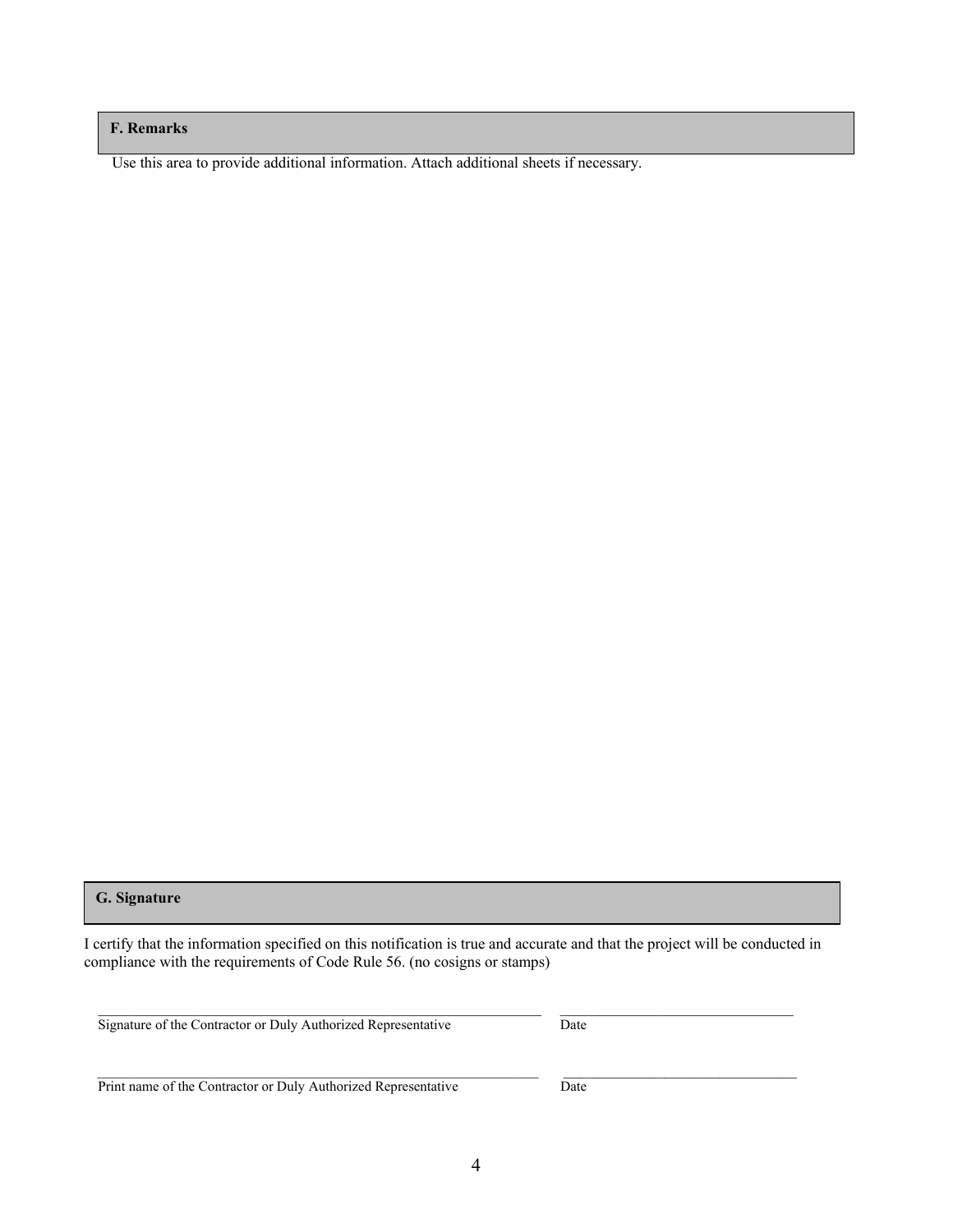## F. Remarks

Use this area to provide additional information. Attach additional sheets if necessary.

## G. Signature

I certify that the information specified on this notification is true and accurate and that the project will be conducted in compliance with the requirements of Code Rule 56. (no cosigns or stamps)

\_\_\_\_\_\_\_\_\_\_\_\_\_\_\_\_\_\_\_\_\_\_\_\_\_\_\_\_\_\_\_\_\_\_\_\_\_\_\_\_\_\_\_\_\_\_\_\_\_\_\_\_\_\_\_\_\_\_\_ \_\_\_\_\_\_\_\_\_\_\_\_\_\_\_\_\_\_\_\_\_\_\_\_\_\_\_\_\_\_\_\_\_

Signature of the Contractor or Duly Authorized Representative &nbsp;&nbsp;&nbsp;&nbsp; Date

\_\_\_\_\_\_\_\_\_\_\_\_\_\_\_\_\_\_\_\_\_\_\_\_\_\_\_\_\_\_\_\_\_\_\_\_\_\_\_\_\_\_\_\_\_\_\_\_\_\_\_\_\_\_\_\_\_\_\_ \_\_\_\_\_\_\_\_\_\_\_\_\_\_\_\_\_\_\_\_\_\_\_\_\_\_\_\_\_\_\_\_\_

Print name of the Contractor or Duly Authorized Representative &nbsp;&nbsp;&nbsp;&nbsp; Date